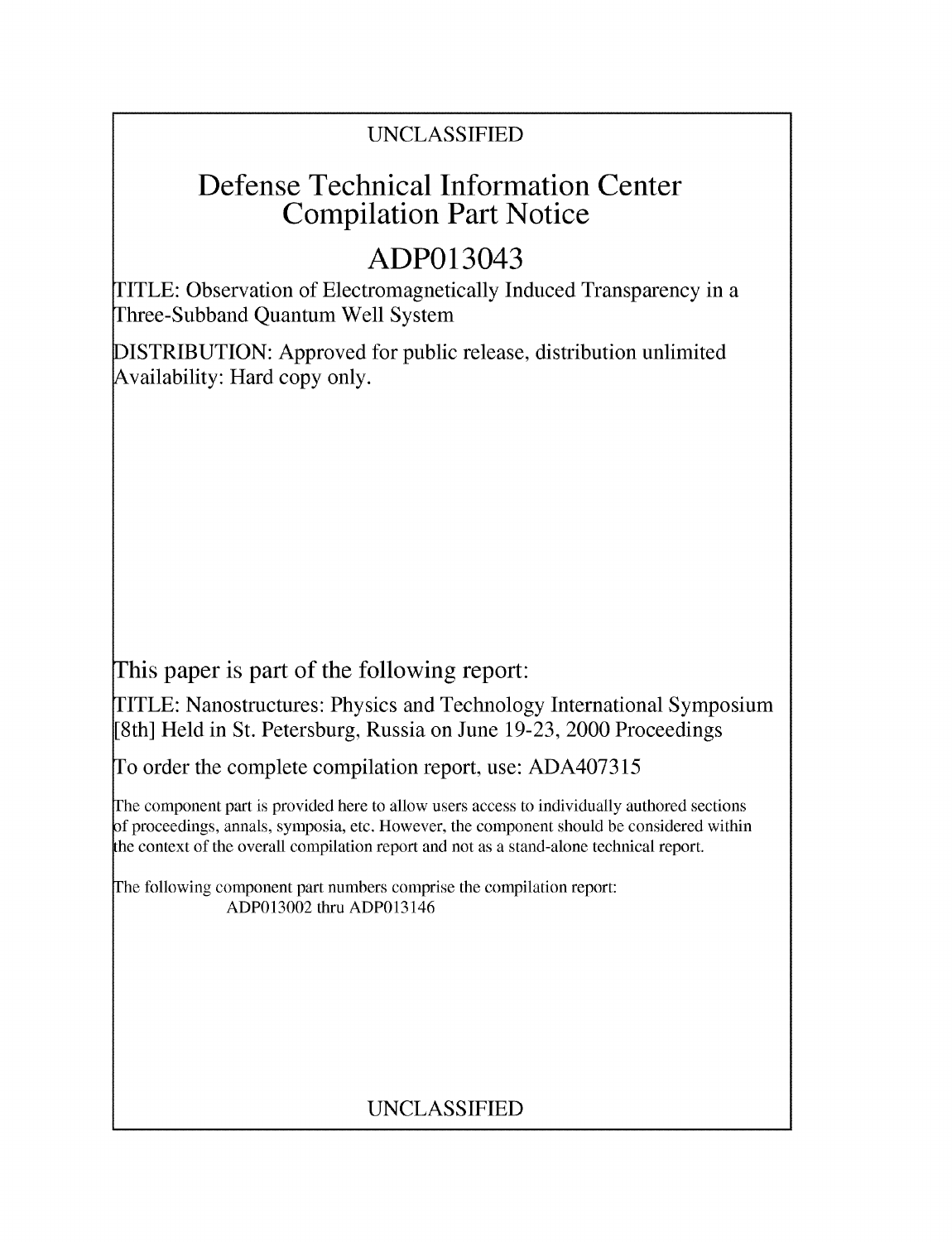UNCLASSIFIED

# Defense Technical Information Center Compilation Part Notice

# ADP013043

TITLE: Observation of Electromagnetically Induced Transparency in a Three-Subband Quantum Well System

DISTRIBUTION: Approved for public release, distribution unlimited
Availability: Hard copy only.

This paper is part of the following report:

TITLE: Nanostructures: Physics and Technology International Symposium [8th] Held in St. Petersburg, Russia on June 19-23, 2000 Proceedings

To order the complete compilation report, use: ADA407315

The component part is provided here to allow users access to individually authored sections of proceedings, annals, symposia, etc. However, the component should be considered within the context of the overall compilation report and not as a stand-alone technical report.

The following component part numbers comprise the compilation report:
ADP013002 thru ADP013146

UNCLASSIFIED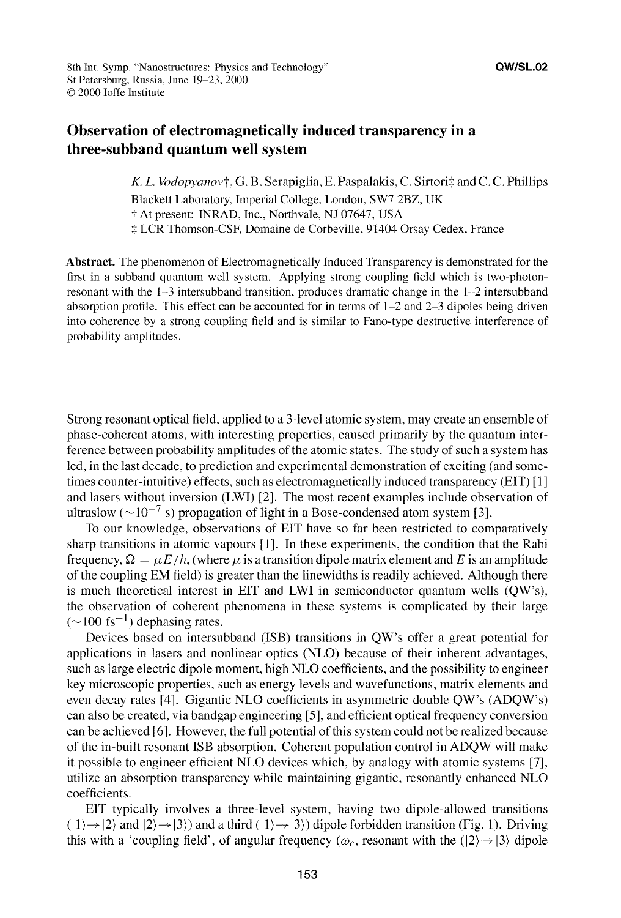# Observation of electromagnetically induced transparency in a three-subband quantum well system

*K. L. Vodopyanov*†, G. B. Serapiglia, E. Paspalakis, C. Sirtori‡ and C. C. Phillips

Blackett Laboratory, Imperial College, London, SW7 2BZ, UK

† At present: INRAD, Inc., Northvale, NJ 07647, USA

‡ LCR Thomson-CSF, Domaine de Corbeville, 91404 Orsay Cedex, France

**Abstract.** The phenomenon of Electromagnetically Induced Transparency is demonstrated for the first in a subband quantum well system. Applying strong coupling field which is two-photon-resonant with the 1–3 intersubband transition, produces dramatic change in the 1–2 intersubband absorption profile. This effect can be accounted for in terms of 1–2 and 2–3 dipoles being driven into coherence by a strong coupling field and is similar to Fano-type destructive interference of probability amplitudes.

Strong resonant optical field, applied to a 3-level atomic system, may create an ensemble of phase-coherent atoms, with interesting properties, caused primarily by the quantum interference between probability amplitudes of the atomic states. The study of such a system has led, in the last decade, to prediction and experimental demonstration of exciting (and sometimes counter-intuitive) effects, such as electromagnetically induced transparency (EIT) [1] and lasers without inversion (LWI) [2]. The most recent examples include observation of ultraslow ($\sim 10^{-7}$ s) propagation of light in a Bose-condensed atom system [3].

To our knowledge, observations of EIT have so far been restricted to comparatively sharp transitions in atomic vapours [1]. In these experiments, the condition that the Rabi frequency, $\Omega = \mu E/\hbar$, (where $\mu$ is a transition dipole matrix element and $E$ is an amplitude of the coupling EM field) is greater than the linewidths is readily achieved. Although there is much theoretical interest in EIT and LWI in semiconductor quantum wells (QW's), the observation of coherent phenomena in these systems is complicated by their large ($\sim 100$ fs$^{-1}$) dephasing rates.

Devices based on intersubband (ISB) transitions in QW's offer a great potential for applications in lasers and nonlinear optics (NLO) because of their inherent advantages, such as large electric dipole moment, high NLO coefficients, and the possibility to engineer key microscopic properties, such as energy levels and wavefunctions, matrix elements and even decay rates [4]. Gigantic NLO coefficients in asymmetric double QW's (ADQW's) can also be created, via bandgap engineering [5], and efficient optical frequency conversion can be achieved [6]. However, the full potential of this system could not be realized because of the in-built resonant ISB absorption. Coherent population control in ADQW will make it possible to engineer efficient NLO devices which, by analogy with atomic systems [7], utilize an absorption transparency while maintaining gigantic, resonantly enhanced NLO coefficients.

EIT typically involves a three-level system, having two dipole-allowed transitions ($|1\rangle \rightarrow |2\rangle$ and $|2\rangle \rightarrow |3\rangle$) and a third ($|1\rangle \rightarrow |3\rangle$) dipole forbidden transition (Fig. 1). Driving this with a 'coupling field', of angular frequency ($\omega_c$, resonant with the ($|2\rangle \rightarrow |3\rangle$ dipole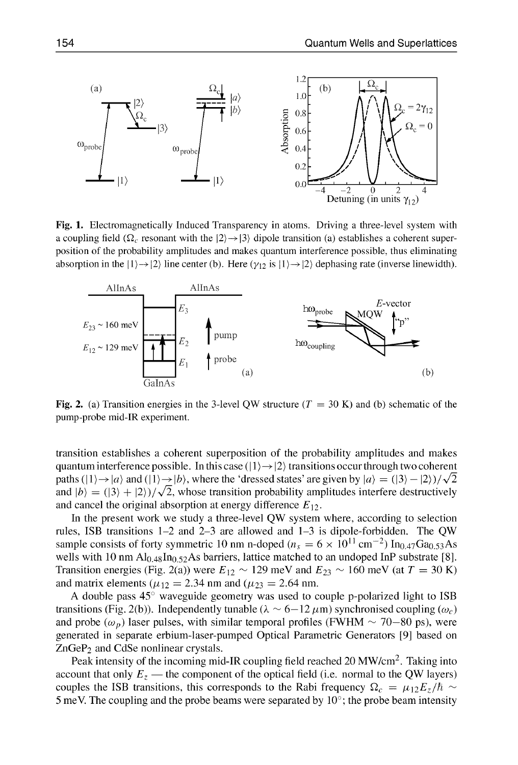**Fig. 1.** Electromagnetically Induced Transparency in atoms. Driving a three-level system with a coupling field ($\Omega_c$ resonant with the $|2\rangle \rightarrow |3\rangle$ dipole transition (a) establishes a coherent superposition of the probability amplitudes and makes quantum interference possible, thus eliminating absorption in the $|1\rangle \rightarrow |2\rangle$ line center (b). Here ($\gamma_{12}$ is $|1\rangle \rightarrow |2\rangle$ dephasing rate (inverse linewidth).

**Fig. 2.** (a) Transition energies in the 3-level QW structure ($T = 30$ K) and (b) schematic of the pump-probe mid-IR experiment.

transition establishes a coherent superposition of the probability amplitudes and makes quantum interference possible. In this case ($|1\rangle \rightarrow |2\rangle$ transitions occur through two coherent paths ($|1\rangle \rightarrow |a\rangle$ and ($|1\rangle \rightarrow |b\rangle$, where the 'dressed states' are given by $|a\rangle = (|3\rangle - |2\rangle)/\sqrt{2}$ and $|b\rangle = (|3\rangle + |2\rangle)/\sqrt{2}$, whose transition probability amplitudes interfere destructively and cancel the original absorption at energy difference $E_{12}$.

In the present work we study a three-level QW system where, according to selection rules, ISB transitions 1–2 and 2–3 are allowed and 1–3 is dipole-forbidden. The QW sample consists of forty symmetric 10 nm n-doped ($n_s = 6 \times 10^{11}$ cm$^{-2}$) $In_{0.47}Ga_{0.53}As$ wells with 10 nm $Al_{0.48}In_{0.52}As$ barriers, lattice matched to an undoped InP substrate [8]. Transition energies (Fig. 2(a)) were $E_{12} \sim 129$ meV and $E_{23} \sim 160$ meV (at $T = 30$ K) and matrix elements ($\mu_{12} = 2.34$ nm and ($\mu_{23} = 2.64$ nm.

A double pass 45° waveguide geometry was used to couple p-polarized light to ISB transitions (Fig. 2(b)). Independently tunable ($\lambda \sim 6$–$12\ \mu$m) synchronised coupling ($\omega_c$) and probe ($\omega_p$) laser pulses, with similar temporal profiles (FWHM $\sim$ 70–80 ps), were generated in separate erbium-laser-pumped Optical Parametric Generators [9] based on $ZnGeP_2$ and CdSe nonlinear crystals.

Peak intensity of the incoming mid-IR coupling field reached 20 MW/cm$^2$. Taking into account that only $E_z$ — the component of the optical field (i.e. normal to the QW layers) couples the ISB transitions, this corresponds to the Rabi frequency $\Omega_c = \mu_{12}E_z/\hbar \sim$ 5 meV. The coupling and the probe beams were separated by 10°; the probe beam intensity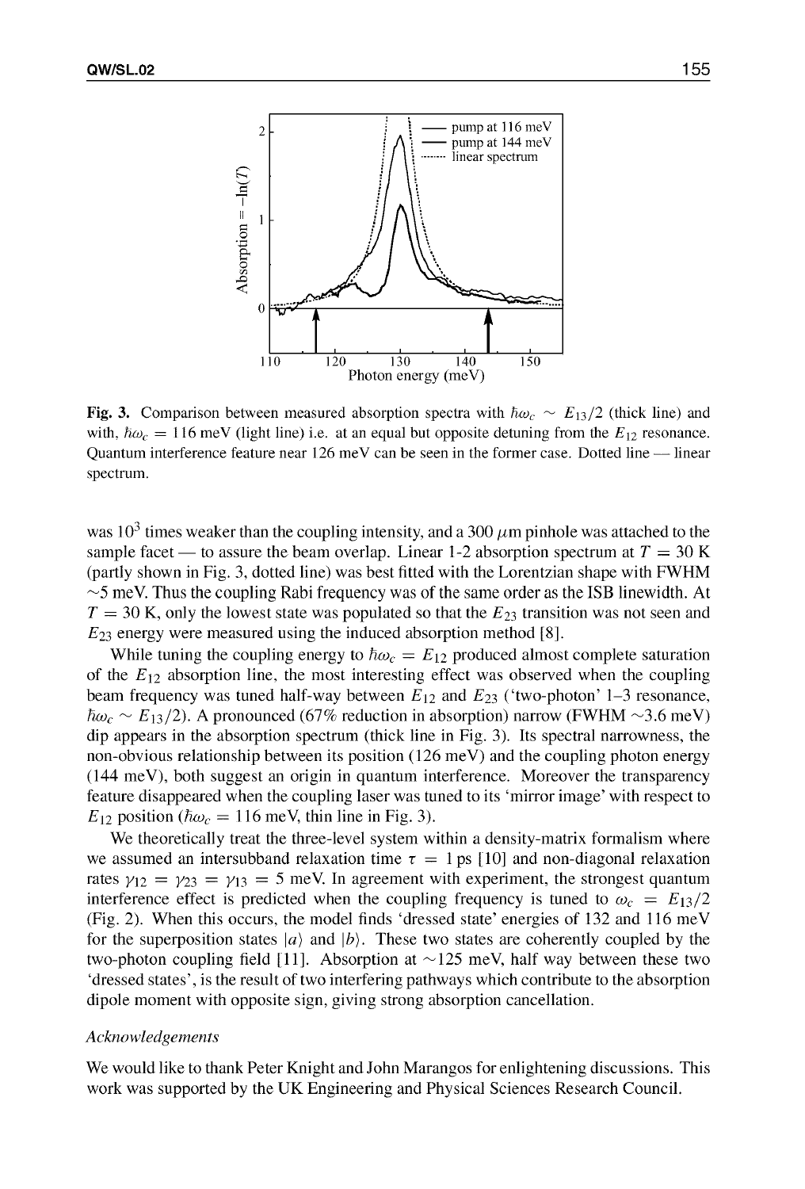**Fig. 3.** Comparison between measured absorption spectra with $\hbar\omega_c \sim E_{13}/2$ (thick line) and with, $\hbar\omega_c = 116$ meV (light line) i.e. at an equal but opposite detuning from the $E_{12}$ resonance. Quantum interference feature near 126 meV can be seen in the former case. Dotted line — linear spectrum.

was $10^3$ times weaker than the coupling intensity, and a 300 $\mu$m pinhole was attached to the sample facet — to assure the beam overlap. Linear 1-2 absorption spectrum at $T = 30$ K (partly shown in Fig. 3, dotted line) was best fitted with the Lorentzian shape with FWHM ~5 meV. Thus the coupling Rabi frequency was of the same order as the ISB linewidth. At $T = 30$ K, only the lowest state was populated so that the $E_{23}$ transition was not seen and $E_{23}$ energy were measured using the induced absorption method [8].

While tuning the coupling energy to $\hbar\omega_c = E_{12}$ produced almost complete saturation of the $E_{12}$ absorption line, the most interesting effect was observed when the coupling beam frequency was tuned half-way between $E_{12}$ and $E_{23}$ ('two-photon' 1–3 resonance, $\hbar\omega_c \sim E_{13}/2$). A pronounced (67% reduction in absorption) narrow (FWHM ~3.6 meV) dip appears in the absorption spectrum (thick line in Fig. 3). Its spectral narrowness, the non-obvious relationship between its position (126 meV) and the coupling photon energy (144 meV), both suggest an origin in quantum interference. Moreover the transparency feature disappeared when the coupling laser was tuned to its 'mirror image' with respect to $E_{12}$ position ($\hbar\omega_c = 116$ meV, thin line in Fig. 3).

We theoretically treat the three-level system within a density-matrix formalism where we assumed an intersubband relaxation time $\tau = 1$ ps [10] and non-diagonal relaxation rates $\gamma_{12} = \gamma_{23} = \gamma_{13} = 5$ meV. In agreement with experiment, the strongest quantum interference effect is predicted when the coupling frequency is tuned to $\omega_c = E_{13}/2$ (Fig. 2). When this occurs, the model finds 'dressed state' energies of 132 and 116 meV for the superposition states $|a\rangle$ and $|b\rangle$. These two states are coherently coupled by the two-photon coupling field [11]. Absorption at ~125 meV, half way between these two 'dressed states', is the result of two interfering pathways which contribute to the absorption dipole moment with opposite sign, giving strong absorption cancellation.

### *Acknowledgements*

We would like to thank Peter Knight and John Marangos for enlightening discussions. This work was supported by the UK Engineering and Physical Sciences Research Council.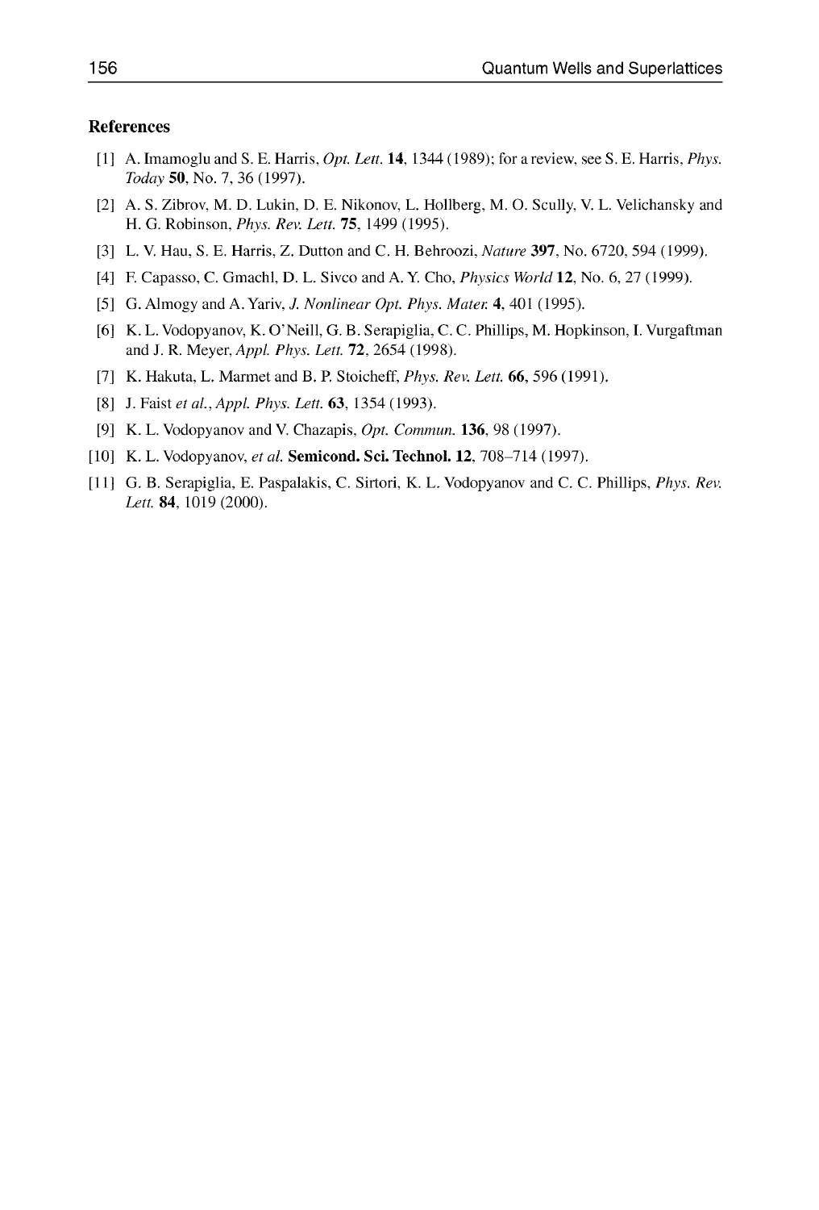## References

[1] A. Imamoglu and S. E. Harris, *Opt. Lett.* **14**, 1344 (1989); for a review, see S. E. Harris, *Phys. Today* **50**, No. 7, 36 (1997).

[2] A. S. Zibrov, M. D. Lukin, D. E. Nikonov, L. Hollberg, M. O. Scully, V. L. Velichansky and H. G. Robinson, *Phys. Rev. Lett.* **75**, 1499 (1995).

[3] L. V. Hau, S. E. Harris, Z. Dutton and C. H. Behroozi, *Nature* **397**, No. 6720, 594 (1999).

[4] F. Capasso, C. Gmachl, D. L. Sivco and A. Y. Cho, *Physics World* **12**, No. 6, 27 (1999).

[5] G. Almogy and A. Yariv, *J. Nonlinear Opt. Phys. Mater.* **4**, 401 (1995).

[6] K. L. Vodopyanov, K. O'Neill, G. B. Serapiglia, C. C. Phillips, M. Hopkinson, I. Vurgaftman and J. R. Meyer, *Appl. Phys. Lett.* **72**, 2654 (1998).

[7] K. Hakuta, L. Marmet and B. P. Stoicheff, *Phys. Rev. Lett.* **66**, 596 (1991).

[8] J. Faist *et al.*, *Appl. Phys. Lett.* **63**, 1354 (1993).

[9] K. L. Vodopyanov and V. Chazapis, *Opt. Commun.* **136**, 98 (1997).

[10] K. L. Vodopyanov, *et al.* **Semicond. Sci. Technol. 12**, 708–714 (1997).

[11] G. B. Serapiglia, E. Paspalakis, C. Sirtori, K. L. Vodopyanov and C. C. Phillips, *Phys. Rev. Lett.* **84**, 1019 (2000).